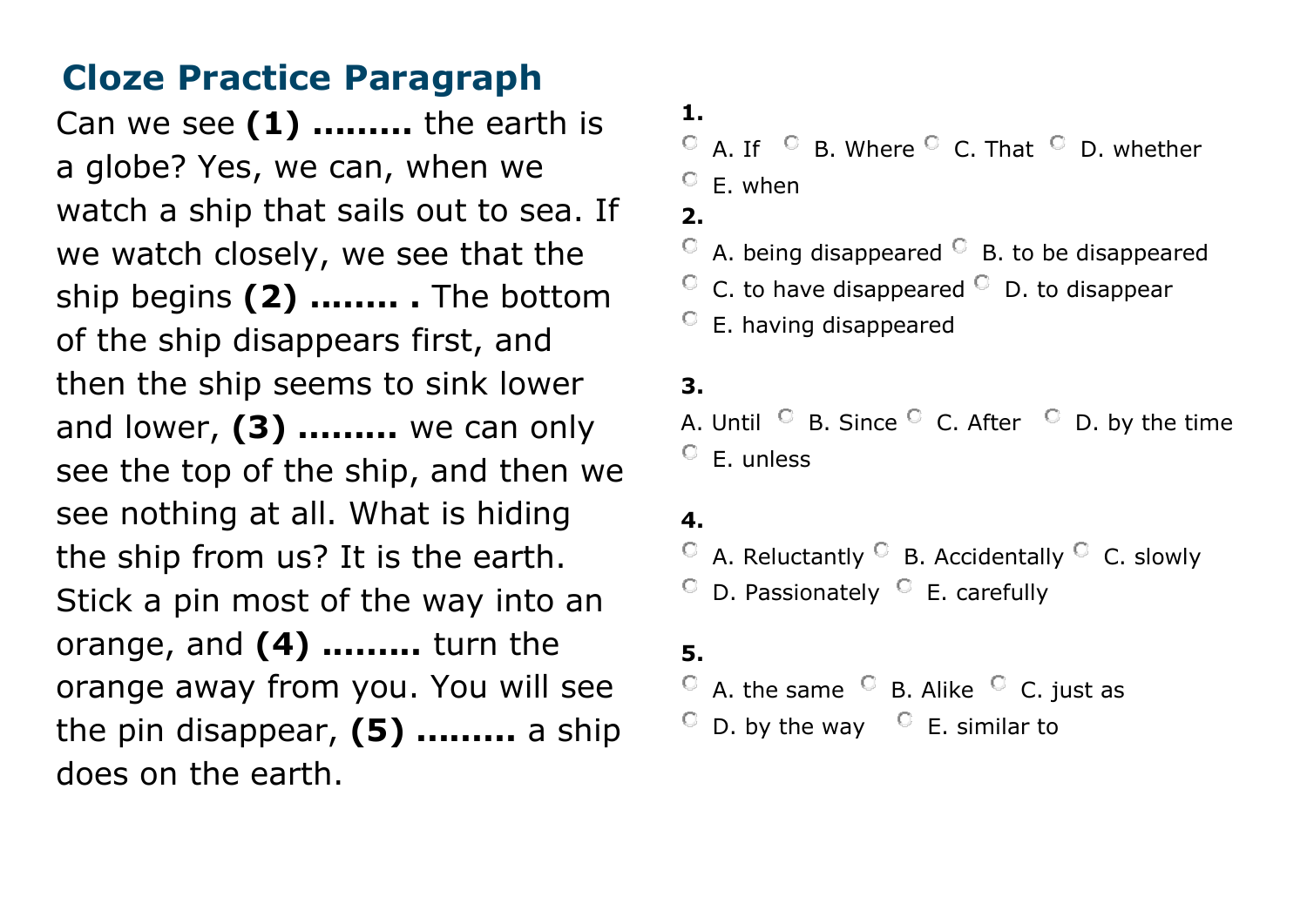## Cloze Practice Paragraph

Can we see **(1) .........** the earth is a globe? Yes, we can, when we watch a ship that sails out to sea. If we watch closely, we see that the ship begins **(2) ........ .** The bottom of the ship disappears first, and then the ship seems to sink lower and lower, **(3) .........** we can only see the top of the ship, and then we see nothing at all. What is hiding the ship from us? It is the earth. Stick a pin most of the way into an orange, and **(4) .........** turn the orange away from you. You will see the pin disappear, **(5) .........** a ship does on the earth.

**1.**

A. If B. Where C. That D. whether
E. when

**2.**

A. being disappeared B. to be disappeared
C. to have disappeared D. to disappear
E. having disappeared

**3.**

A. Until B. Since C. After D. by the time
E. unless

**4.**

A. Reluctantly B. Accidentally C. slowly
D. Passionately E. carefully

**5.**

A. the same B. Alike C. just as
D. by the way E. similar to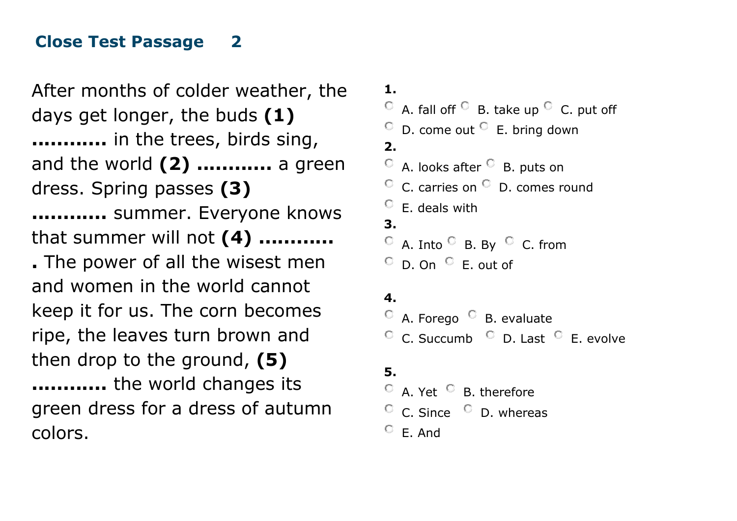## Close Test Passage 2

After months of colder weather, the days get longer, the buds **(1) ............** in the trees, birds sing, and the world **(2) ............** a green dress. Spring passes **(3) ............** summer. Everyone knows that summer will not **(4) ............** . The power of all the wisest men and women in the world cannot keep it for us. The corn becomes ripe, the leaves turn brown and then drop to the ground, **(5) ............** the world changes its green dress for a dress of autumn colors.

**1.**

- A. fall off
- B. take up
- C. put off
- D. come out
- E. bring down

**2.**

- A. looks after
- B. puts on
- C. carries on
- D. comes round
- E. deals with

**3.**

- A. Into
- B. By
- C. from
- D. On
- E. out of

**4.**

- A. Forego
- B. evaluate
- C. Succumb
- D. Last
- E. evolve

**5.**

- A. Yet
- B. therefore
- C. Since
- D. whereas
- E. And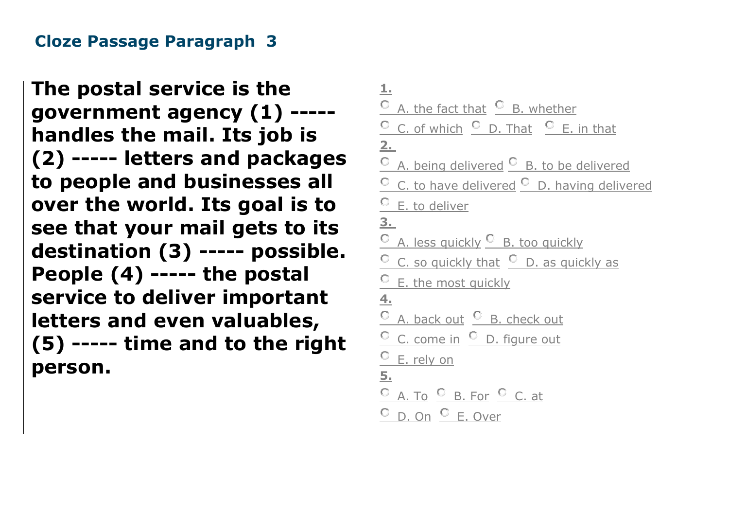## Cloze Passage Paragraph 3

**The postal service is the government agency (1) ----- handles the mail. Its job is (2) ----- letters and packages to people and businesses all over the world. Its goal is to see that your mail gets to its destination (3) ----- possible. People (4) ----- the postal service to deliver important letters and even valuables, (5) ----- time and to the right person.**

**1.**

A. the fact that B. whether
C. of which D. That E. in that

**2.**

A. being delivered B. to be delivered
C. to have delivered D. having delivered
E. to deliver

**3.**

A. less quickly B. too quickly
C. so quickly that D. as quickly as
E. the most quickly

**4.**

A. back out B. check out
C. come in D. figure out
E. rely on

**5.**

A. To B. For C. at
D. On E. Over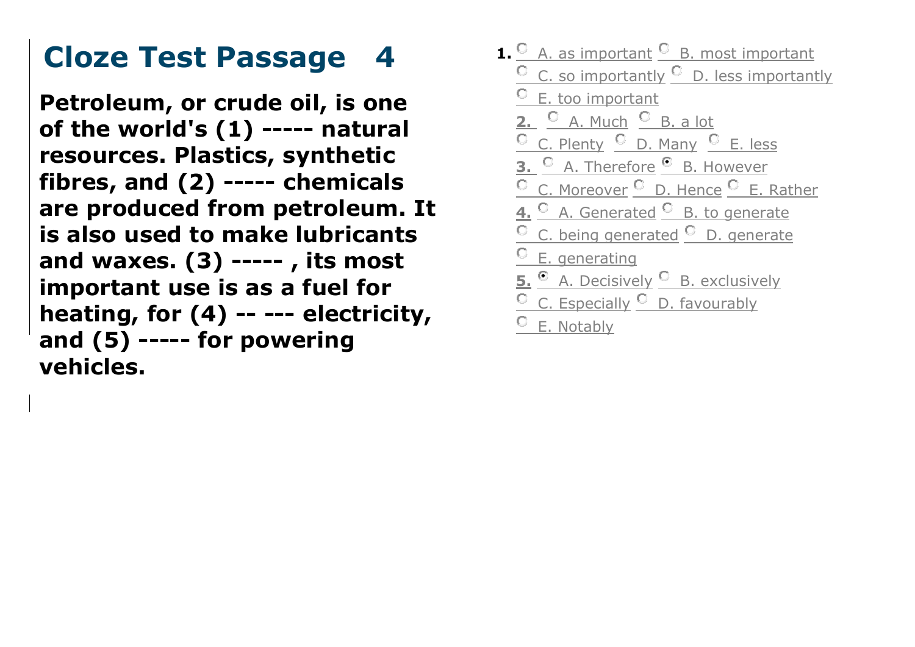# Cloze Test Passage 4

**Petroleum, or crude oil, is one of the world's (1) ----- natural resources. Plastics, synthetic fibres, and (2) ----- chemicals are produced from petroleum. It is also used to make lubricants and waxes. (3) ----- , its most important use is as a fuel for heating, for (4) -- --- electricity, and (5) ----- for powering vehicles.**

**1.** A. as important B. most important C. so importantly D. less importantly E. too important

**2.** A. Much B. a lot C. Plenty D. Many E. less

**3.** A. Therefore B. However C. Moreover D. Hence E. Rather

**4.** A. Generated B. to generate C. being generated D. generate E. generating

**5.** A. Decisively B. exclusively C. Especially D. favourably E. Notably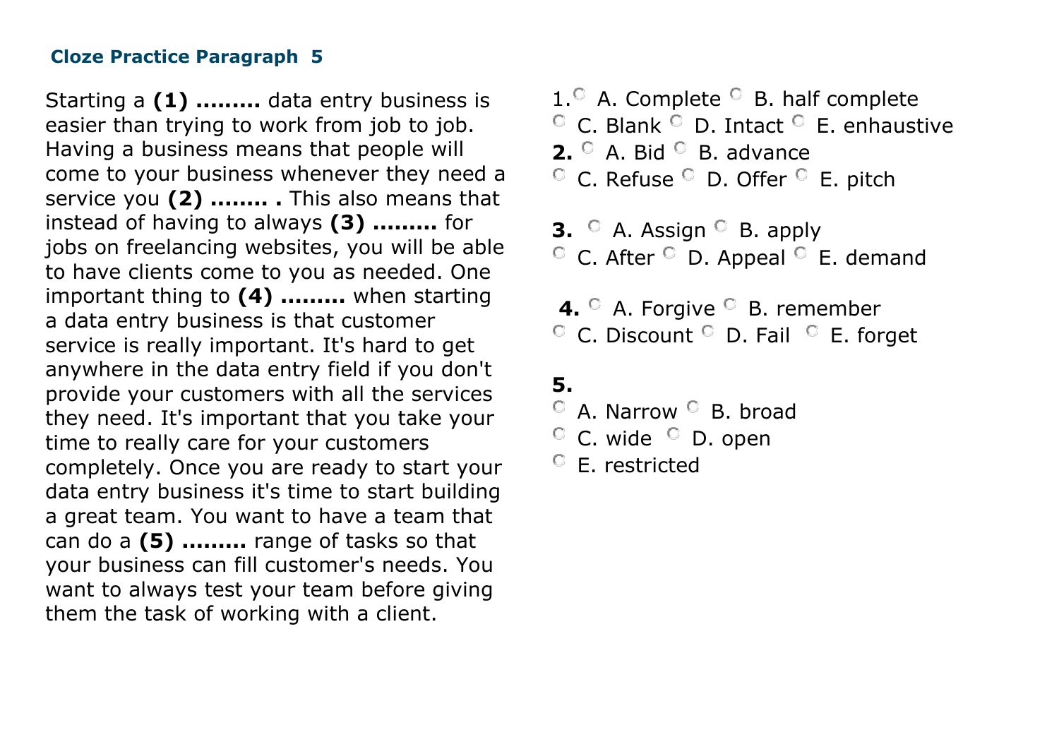### Cloze Practice Paragraph 5

Starting a **(1) .........** data entry business is easier than trying to work from job to job. Having a business means that people will come to your business whenever they need a service you **(2) ........ .** This also means that instead of having to always **(3) .........** for jobs on freelancing websites, you will be able to have clients come to you as needed. One important thing to **(4) .........** when starting a data entry business is that customer service is really important. It's hard to get anywhere in the data entry field if you don't provide your customers with all the services they need. It's important that you take your time to really care for your customers completely. Once you are ready to start your data entry business it's time to start building a great team. You want to have a team that can do a **(5) .........** range of tasks so that your business can fill customer's needs. You want to always test your team before giving them the task of working with a client.

1. A. Complete B. half complete C. Blank D. Intact E. enhaustive

**2.** A. Bid B. advance C. Refuse D. Offer E. pitch

**3.** A. Assign B. apply C. After D. Appeal E. demand

**4.** A. Forgive B. remember C. Discount D. Fail E. forget

**5.** A. Narrow B. broad C. wide D. open E. restricted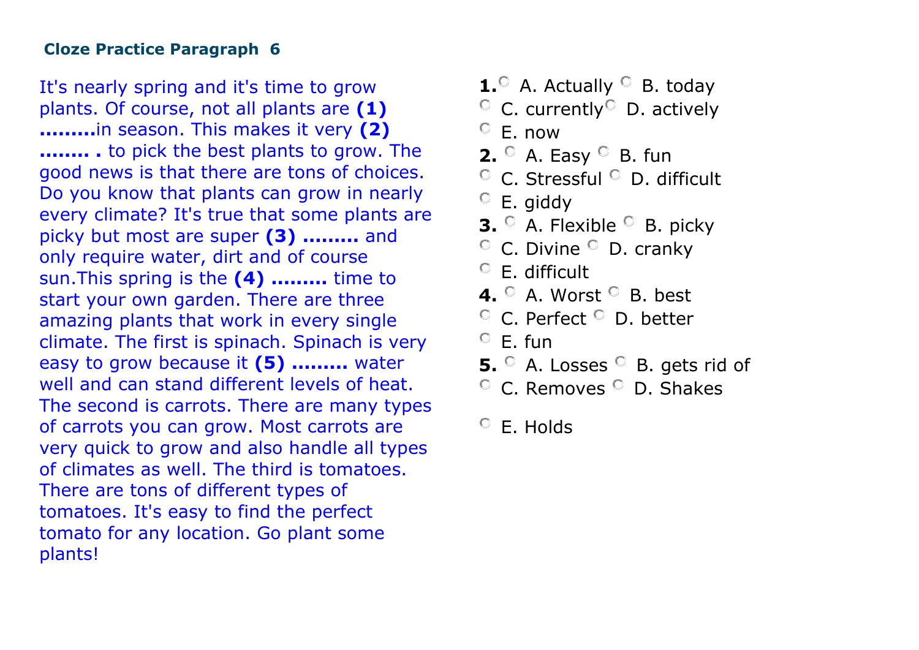### Cloze Practice Paragraph 6

It's nearly spring and it's time to grow plants. Of course, not all plants are **(1) .........** in season. This makes it very **(2) ........ .** to pick the best plants to grow. The good news is that there are tons of choices. Do you know that plants can grow in nearly every climate? It's true that some plants are picky but most are super **(3) .........** and only require water, dirt and of course sun.This spring is the **(4) .........** time to start your own garden. There are three amazing plants that work in every single climate. The first is spinach. Spinach is very easy to grow because it **(5) .........** water well and can stand different levels of heat. The second is carrots. There are many types of carrots you can grow. Most carrots are very quick to grow and also handle all types of climates as well. The third is tomatoes. There are tons of different types of tomatoes. It's easy to find the perfect tomato for any location. Go plant some plants!

**1.** A. Actually B. today C. currently D. actively E. now

**2.** A. Easy B. fun C. Stressful D. difficult E. giddy

**3.** A. Flexible B. picky C. Divine D. cranky E. difficult

**4.** A. Worst B. best C. Perfect D. better E. fun

**5.** A. Losses B. gets rid of C. Removes D. Shakes E. Holds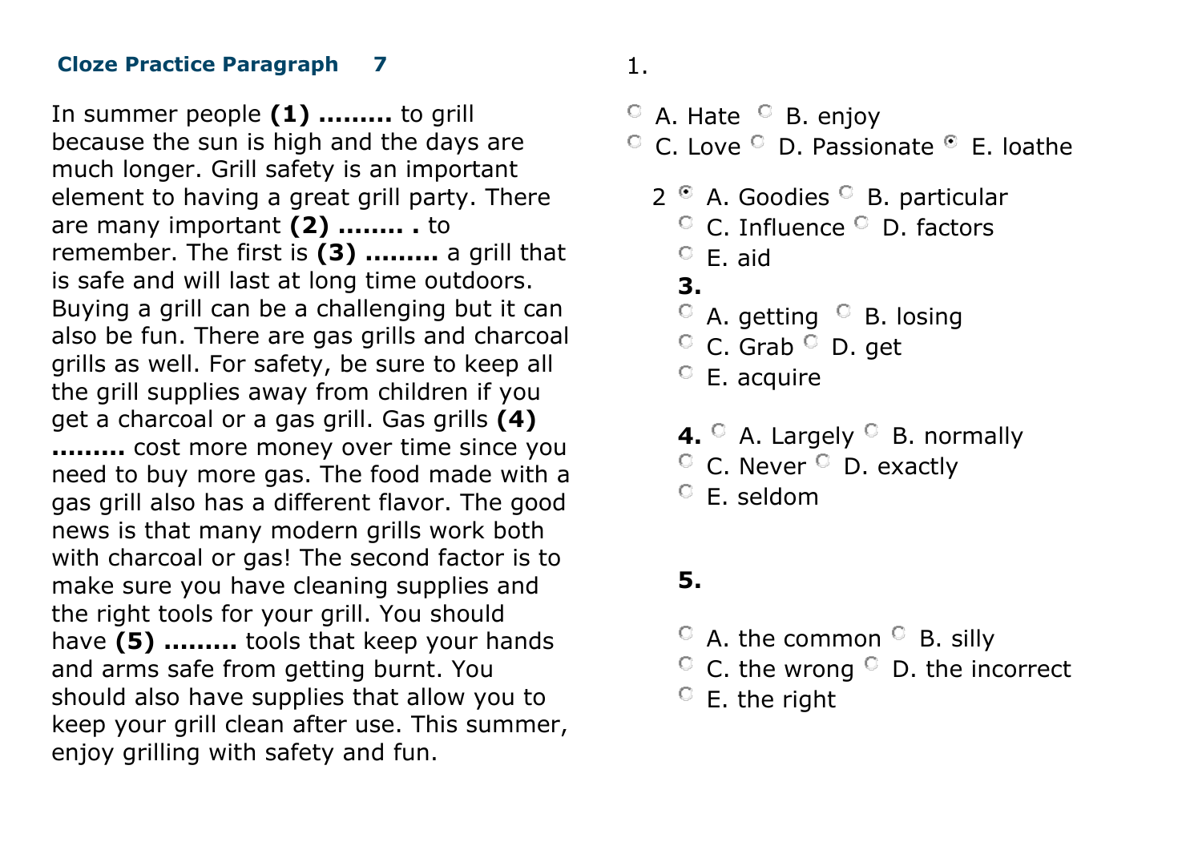### Cloze Practice Paragraph 7

In summer people **(1) .........** to grill because the sun is high and the days are much longer. Grill safety is an important element to having a great grill party. There are many important **(2) ........ .** to remember. The first is **(3) .........** a grill that is safe and will last at long time outdoors. Buying a grill can be a challenging but it can also be fun. There are gas grills and charcoal grills as well. For safety, be sure to keep all the grill supplies away from children if you get a charcoal or a gas grill. Gas grills **(4) .........** cost more money over time since you need to buy more gas. The food made with a gas grill also has a different flavor. The good news is that many modern grills work both with charcoal or gas! The second factor is to make sure you have cleaning supplies and the right tools for your grill. You should have **(5) .........** tools that keep your hands and arms safe from getting burnt. You should also have supplies that allow you to keep your grill clean after use. This summer, enjoy grilling with safety and fun.

1.

- A. Hate
- B. enjoy
- C. Love
- D. Passionate
- E. loathe

2

- A. Goodies
- B. particular
- C. Influence
- D. factors
- E. aid

**3.**

- A. getting
- B. losing
- C. Grab
- D. get
- E. acquire

**4.**

- A. Largely
- B. normally
- C. Never
- D. exactly
- E. seldom

**5.**

- A. the common
- B. silly
- C. the wrong
- D. the incorrect
- E. the right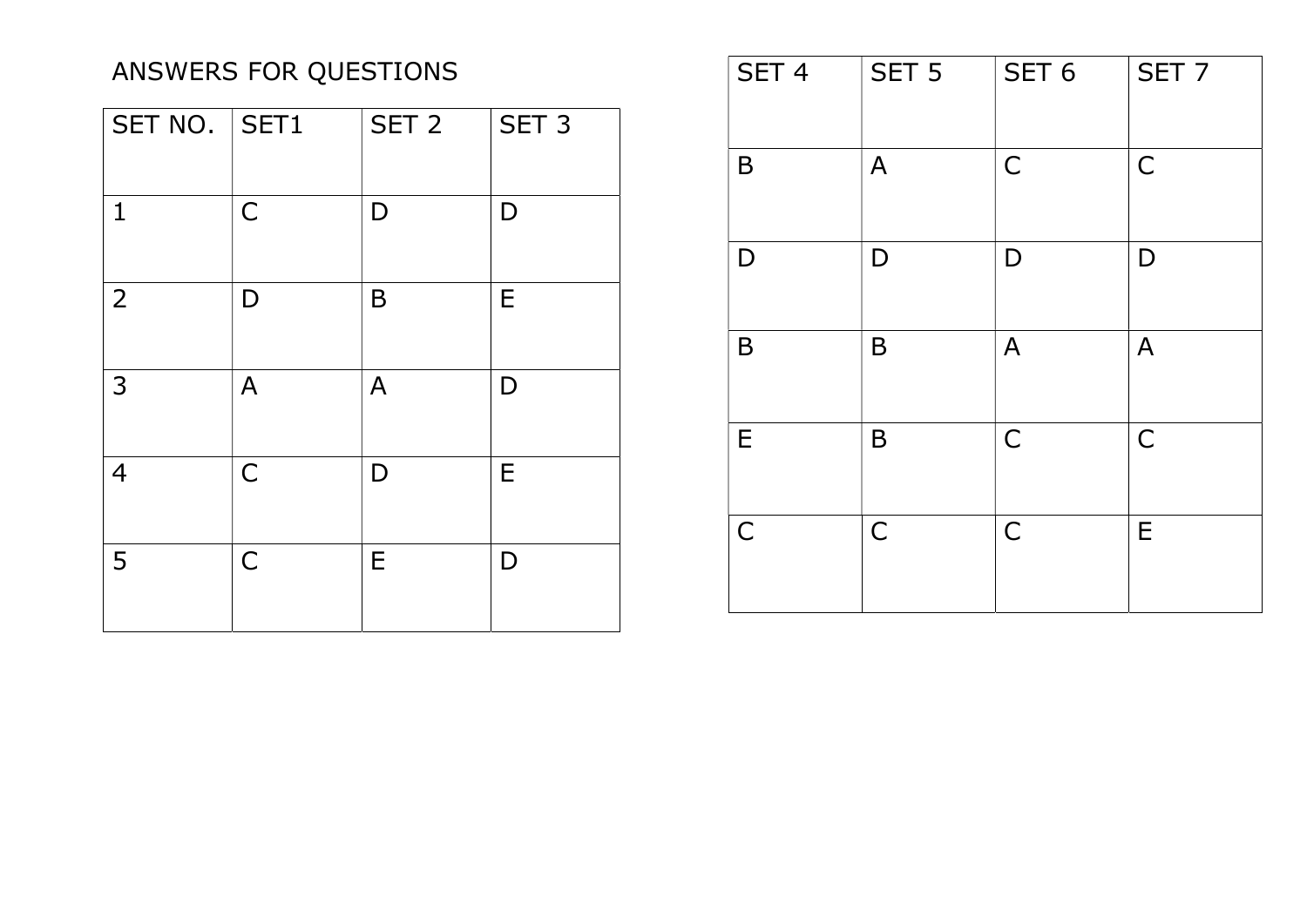ANSWERS FOR QUESTIONS

| SET NO. | SET1 | SET 2 | SET 3 |
|---|---|---|---|
| 1 | C | D | D |
| 2 | D | B | E |
| 3 | A | A | D |
| 4 | C | D | E |
| 5 | C | E | D |

| SET 4 | SET 5 | SET 6 | SET 7 |
|---|---|---|---|
| B | A | C | C |
| D | D | D | D |
| B | B | A | A |
| E | B | C | C |
| C | C | C | E |